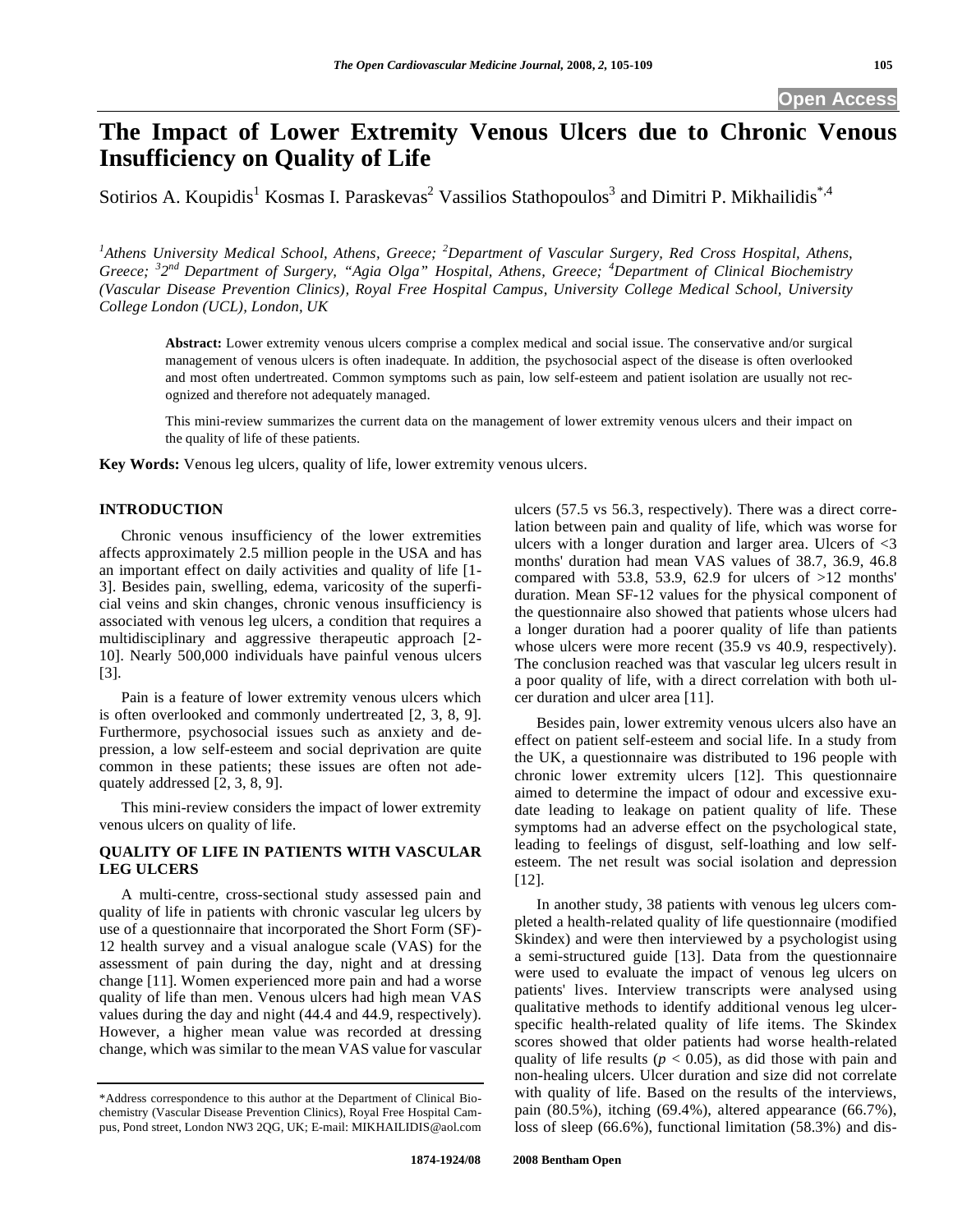# The Impact of Lower Extremity Venous Ulcers due to Chronic Venous Insufficiency on Quality of Life

Sotirios A. Koupidis[1] Kosmas I. Paraskevas[2] Vassilios Stathopoulos[3] and Dimitri P. Mikhailidis[*,4]

[1]*Athens University Medical School, Athens, Greece;* [2]*Department of Vascular Surgery, Red Cross Hospital, Athens, Greece;* [3]*2nd Department of Surgery, "Agia Olga" Hospital, Athens, Greece;* [4]*Department of Clinical Biochemistry (Vascular Disease Prevention Clinics), Royal Free Hospital Campus, University College Medical School, University College London (UCL), London, UK*

**Abstract:** Lower extremity venous ulcers comprise a complex medical and social issue. The conservative and/or surgical management of venous ulcers is often inadequate. In addition, the psychosocial aspect of the disease is often overlooked and most often undertreated. Common symptoms such as pain, low self-esteem and patient isolation are usually not recognized and therefore not adequately managed.

This mini-review summarizes the current data on the management of lower extremity venous ulcers and their impact on the quality of life of these patients.

**Key Words:** Venous leg ulcers, quality of life, lower extremity venous ulcers.

## INTRODUCTION

Chronic venous insufficiency of the lower extremities affects approximately 2.5 million people in the USA and has an important effect on daily activities and quality of life [1-3]. Besides pain, swelling, edema, varicosity of the superficial veins and skin changes, chronic venous insufficiency is associated with venous leg ulcers, a condition that requires a multidisciplinary and aggressive therapeutic approach [2-10]. Nearly 500,000 individuals have painful venous ulcers [3].

Pain is a feature of lower extremity venous ulcers which is often overlooked and commonly undertreated [2, 3, 8, 9]. Furthermore, psychosocial issues such as anxiety and depression, a low self-esteem and social deprivation are quite common in these patients; these issues are often not adequately addressed [2, 3, 8, 9].

This mini-review considers the impact of lower extremity venous ulcers on quality of life.

## QUALITY OF LIFE IN PATIENTS WITH VASCULAR LEG ULCERS

A multi-centre, cross-sectional study assessed pain and quality of life in patients with chronic vascular leg ulcers by use of a questionnaire that incorporated the Short Form (SF)-12 health survey and a visual analogue scale (VAS) for the assessment of pain during the day, night and at dressing change [11]. Women experienced more pain and had a worse quality of life than men. Venous ulcers had high mean VAS values during the day and night (44.4 and 44.9, respectively). However, a higher mean value was recorded at dressing change, which was similar to the mean VAS value for vascular ulcers (57.5 vs 56.3, respectively). There was a direct correlation between pain and quality of life, which was worse for ulcers with a longer duration and larger area. Ulcers of <3 months' duration had mean VAS values of 38.7, 36.9, 46.8 compared with 53.8, 53.9, 62.9 for ulcers of >12 months' duration. Mean SF-12 values for the physical component of the questionnaire also showed that patients whose ulcers had a longer duration had a poorer quality of life than patients whose ulcers were more recent (35.9 vs 40.9, respectively). The conclusion reached was that vascular leg ulcers result in a poor quality of life, with a direct correlation with both ulcer duration and ulcer area [11].

Besides pain, lower extremity venous ulcers also have an effect on patient self-esteem and social life. In a study from the UK, a questionnaire was distributed to 196 people with chronic lower extremity ulcers [12]. This questionnaire aimed to determine the impact of odour and excessive exudate leading to leakage on patient quality of life. These symptoms had an adverse effect on the psychological state, leading to feelings of disgust, self-loathing and low self-esteem. The net result was social isolation and depression [12].

In another study, 38 patients with venous leg ulcers completed a health-related quality of life questionnaire (modified Skindex) and were then interviewed by a psychologist using a semi-structured guide [13]. Data from the questionnaire were used to evaluate the impact of venous leg ulcers on patients' lives. Interview transcripts were analysed using qualitative methods to identify additional venous leg ulcer-specific health-related quality of life items. The Skindex scores showed that older patients had worse health-related quality of life results ($p < 0.05$), as did those with pain and non-healing ulcers. Ulcer duration and size did not correlate with quality of life. Based on the results of the interviews, pain (80.5%), itching (69.4%), altered appearance (66.7%), loss of sleep (66.6%), functional limitation (58.3%) and dis-

*Address correspondence to this author at the Department of Clinical Biochemistry (Vascular Disease Prevention Clinics), Royal Free Hospital Campus, Pond street, London NW3 2QG, UK; E-mail: MIKHAILIDIS@aol.com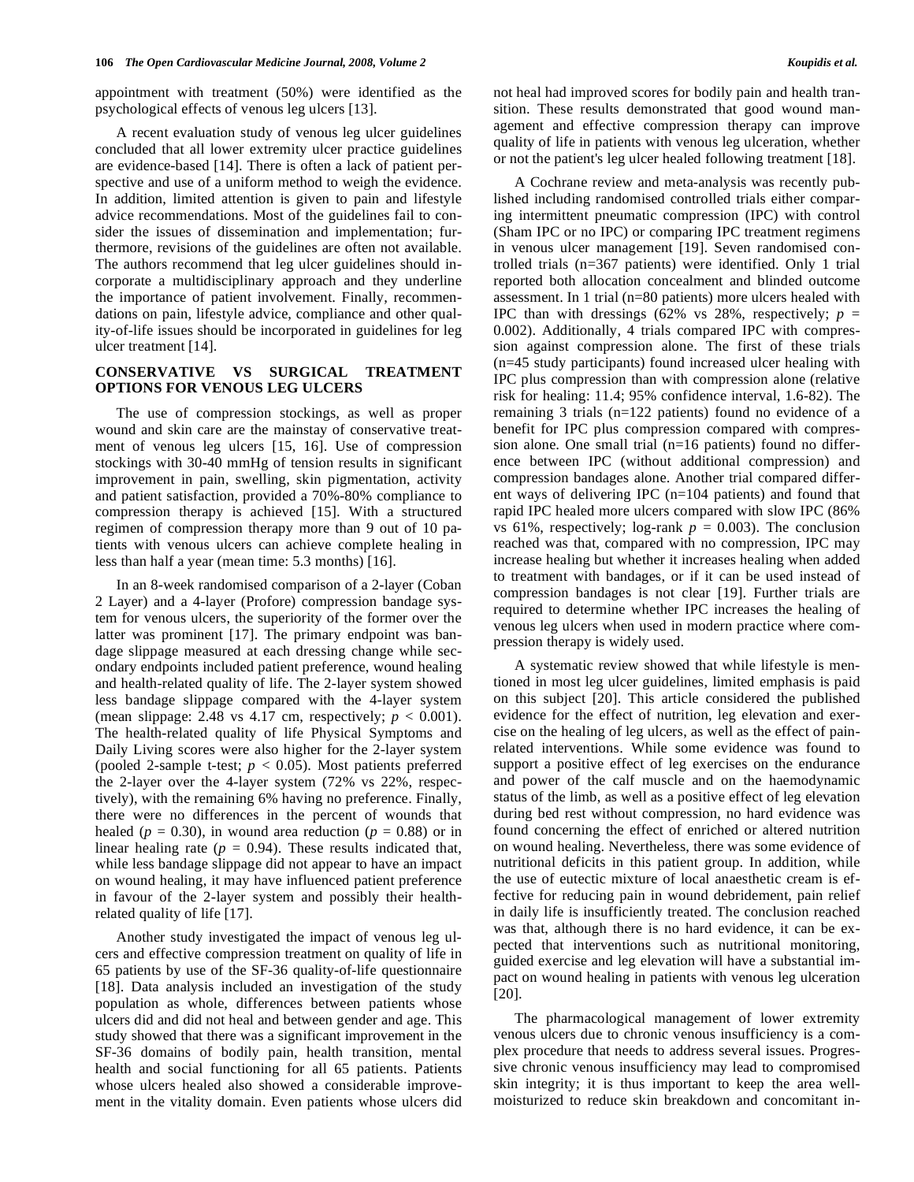appointment with treatment (50%) were identified as the psychological effects of venous leg ulcers [13].

A recent evaluation study of venous leg ulcer guidelines concluded that all lower extremity ulcer practice guidelines are evidence-based [14]. There is often a lack of patient perspective and use of a uniform method to weigh the evidence. In addition, limited attention is given to pain and lifestyle advice recommendations. Most of the guidelines fail to consider the issues of dissemination and implementation; furthermore, revisions of the guidelines are often not available. The authors recommend that leg ulcer guidelines should incorporate a multidisciplinary approach and they underline the importance of patient involvement. Finally, recommendations on pain, lifestyle advice, compliance and other quality-of-life issues should be incorporated in guidelines for leg ulcer treatment [14].

## CONSERVATIVE VS SURGICAL TREATMENT OPTIONS FOR VENOUS LEG ULCERS

The use of compression stockings, as well as proper wound and skin care are the mainstay of conservative treatment of venous leg ulcers [15, 16]. Use of compression stockings with 30-40 mmHg of tension results in significant improvement in pain, swelling, skin pigmentation, activity and patient satisfaction, provided a 70%-80% compliance to compression therapy is achieved [15]. With a structured regimen of compression therapy more than 9 out of 10 patients with venous ulcers can achieve complete healing in less than half a year (mean time: 5.3 months) [16].

In an 8-week randomised comparison of a 2-layer (Coban 2 Layer) and a 4-layer (Profore) compression bandage system for venous ulcers, the superiority of the former over the latter was prominent [17]. The primary endpoint was bandage slippage measured at each dressing change while secondary endpoints included patient preference, wound healing and health-related quality of life. The 2-layer system showed less bandage slippage compared with the 4-layer system (mean slippage: 2.48 vs 4.17 cm, respectively; $p < 0.001$). The health-related quality of life Physical Symptoms and Daily Living scores were also higher for the 2-layer system (pooled 2-sample t-test; $p < 0.05$). Most patients preferred the 2-layer over the 4-layer system (72% vs 22%, respectively), with the remaining 6% having no preference. Finally, there were no differences in the percent of wounds that healed ($p = 0.30$), in wound area reduction ($p = 0.88$) or in linear healing rate ($p = 0.94$). These results indicated that, while less bandage slippage did not appear to have an impact on wound healing, it may have influenced patient preference in favour of the 2-layer system and possibly their health-related quality of life [17].

Another study investigated the impact of venous leg ulcers and effective compression treatment on quality of life in 65 patients by use of the SF-36 quality-of-life questionnaire [18]. Data analysis included an investigation of the study population as whole, differences between patients whose ulcers did and did not heal and between gender and age. This study showed that there was a significant improvement in the SF-36 domains of bodily pain, health transition, mental health and social functioning for all 65 patients. Patients whose ulcers healed also showed a considerable improvement in the vitality domain. Even patients whose ulcers did not heal had improved scores for bodily pain and health transition. These results demonstrated that good wound management and effective compression therapy can improve quality of life in patients with venous leg ulceration, whether or not the patient's leg ulcer healed following treatment [18].

A Cochrane review and meta-analysis was recently published including randomised controlled trials either comparing intermittent pneumatic compression (IPC) with control (Sham IPC or no IPC) or comparing IPC treatment regimens in venous ulcer management [19]. Seven randomised controlled trials (n=367 patients) were identified. Only 1 trial reported both allocation concealment and blinded outcome assessment. In 1 trial (n=80 patients) more ulcers healed with IPC than with dressings (62% vs 28%, respectively; $p = 0.002$). Additionally, 4 trials compared IPC with compression against compression alone. The first of these trials (n=45 study participants) found increased ulcer healing with IPC plus compression than with compression alone (relative risk for healing: 11.4; 95% confidence interval, 1.6-82). The remaining 3 trials (n=122 patients) found no evidence of a benefit for IPC plus compression compared with compression alone. One small trial (n=16 patients) found no difference between IPC (without additional compression) and compression bandages alone. Another trial compared different ways of delivering IPC (n=104 patients) and found that rapid IPC healed more ulcers compared with slow IPC (86% vs 61%, respectively; log-rank $p = 0.003$). The conclusion reached was that, compared with no compression, IPC may increase healing but whether it increases healing when added to treatment with bandages, or if it can be used instead of compression bandages is not clear [19]. Further trials are required to determine whether IPC increases the healing of venous leg ulcers when used in modern practice where compression therapy is widely used.

A systematic review showed that while lifestyle is mentioned in most leg ulcer guidelines, limited emphasis is paid on this subject [20]. This article considered the published evidence for the effect of nutrition, leg elevation and exercise on the healing of leg ulcers, as well as the effect of pain-related interventions. While some evidence was found to support a positive effect of leg exercises on the endurance and power of the calf muscle and on the haemodynamic status of the limb, as well as a positive effect of leg elevation during bed rest without compression, no hard evidence was found concerning the effect of enriched or altered nutrition on wound healing. Nevertheless, there was some evidence of nutritional deficits in this patient group. In addition, while the use of eutectic mixture of local anaesthetic cream is effective for reducing pain in wound debridement, pain relief in daily life is insufficiently treated. The conclusion reached was that, although there is no hard evidence, it can be expected that interventions such as nutritional monitoring, guided exercise and leg elevation will have a substantial impact on wound healing in patients with venous leg ulceration [20].

The pharmacological management of lower extremity venous ulcers due to chronic venous insufficiency is a complex procedure that needs to address several issues. Progressive chronic venous insufficiency may lead to compromised skin integrity; it is thus important to keep the area well-moisturized to reduce skin breakdown and concomitant in-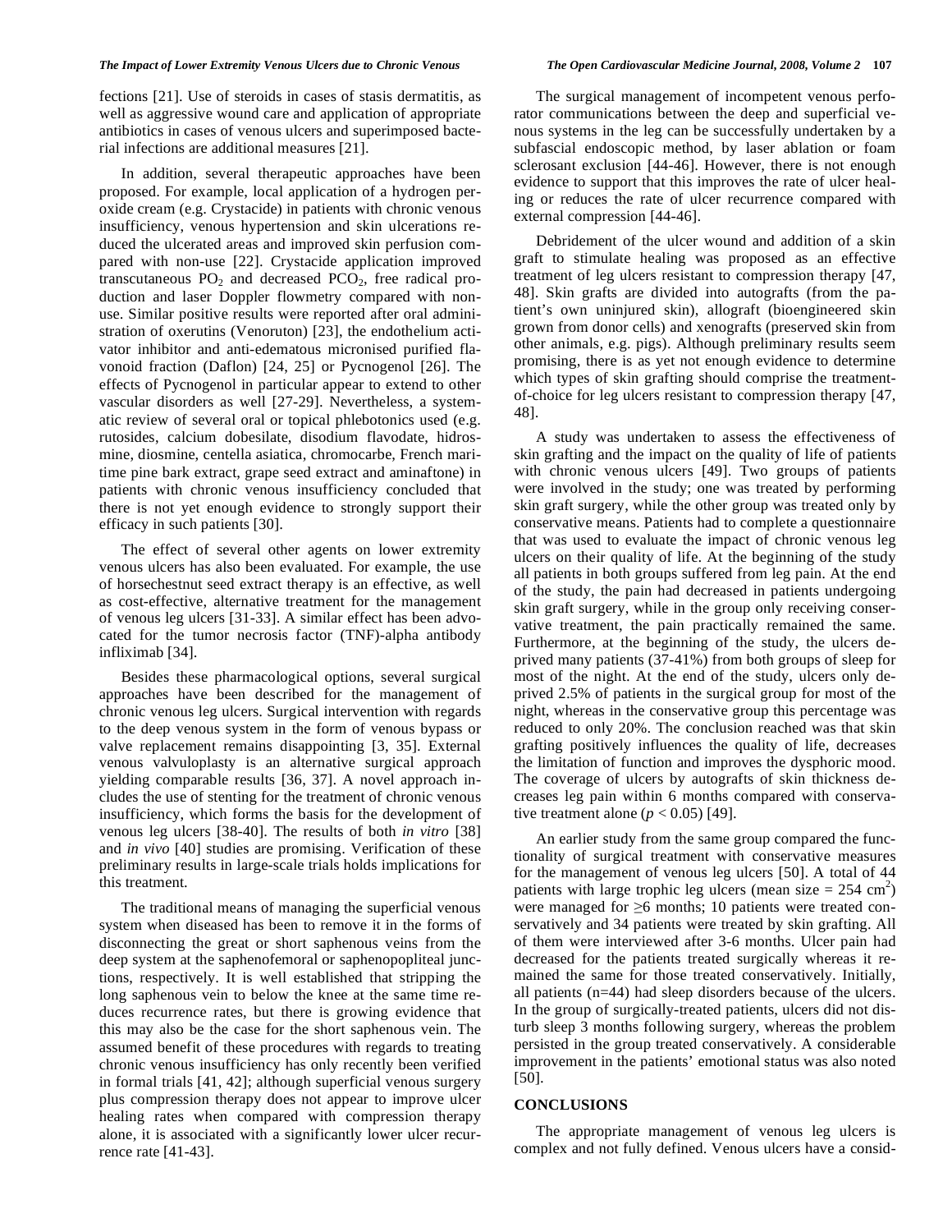fections [21]. Use of steroids in cases of stasis dermatitis, as well as aggressive wound care and application of appropriate antibiotics in cases of venous ulcers and superimposed bacterial infections are additional measures [21].

In addition, several therapeutic approaches have been proposed. For example, local application of a hydrogen peroxide cream (e.g. Crystacide) in patients with chronic venous insufficiency, venous hypertension and skin ulcerations reduced the ulcerated areas and improved skin perfusion compared with non-use [22]. Crystacide application improved transcutaneous $PO_2$ and decreased $PCO_2$, free radical production and laser Doppler flowmetry compared with non-use. Similar positive results were reported after oral administration of oxerutins (Venoruton) [23], the endothelium activator inhibitor and anti-edematous micronised purified flavonoid fraction (Daflon) [24, 25] or Pycnogenol [26]. The effects of Pycnogenol in particular appear to extend to other vascular disorders as well [27-29]. Nevertheless, a systematic review of several oral or topical phlebotonics used (e.g. rutosides, calcium dobesilate, disodium flavodate, hidrosmine, diosmine, centella asiatica, chromocarbe, French maritime pine bark extract, grape seed extract and aminaftone) in patients with chronic venous insufficiency concluded that there is not yet enough evidence to strongly support their efficacy in such patients [30].

The effect of several other agents on lower extremity venous ulcers has also been evaluated. For example, the use of horsechestnut seed extract therapy is an effective, as well as cost-effective, alternative treatment for the management of venous leg ulcers [31-33]. A similar effect has been advocated for the tumor necrosis factor (TNF)-alpha antibody infliximab [34].

Besides these pharmacological options, several surgical approaches have been described for the management of chronic venous leg ulcers. Surgical intervention with regards to the deep venous system in the form of venous bypass or valve replacement remains disappointing [3, 35]. External venous valvuloplasty is an alternative surgical approach yielding comparable results [36, 37]. A novel approach includes the use of stenting for the treatment of chronic venous insufficiency, which forms the basis for the development of venous leg ulcers [38-40]. The results of both *in vitro* [38] and *in vivo* [40] studies are promising. Verification of these preliminary results in large-scale trials holds implications for this treatment.

The traditional means of managing the superficial venous system when diseased has been to remove it in the forms of disconnecting the great or short saphenous veins from the deep system at the saphenofemoral or saphenopopliteal junctions, respectively. It is well established that stripping the long saphenous vein to below the knee at the same time reduces recurrence rates, but there is growing evidence that this may also be the case for the short saphenous vein. The assumed benefit of these procedures with regards to treating chronic venous insufficiency has only recently been verified in formal trials [41, 42]; although superficial venous surgery plus compression therapy does not appear to improve ulcer healing rates when compared with compression therapy alone, it is associated with a significantly lower ulcer recurrence rate [41-43].

The surgical management of incompetent venous perforator communications between the deep and superficial venous systems in the leg can be successfully undertaken by a subfascial endoscopic method, by laser ablation or foam sclerosant exclusion [44-46]. However, there is not enough evidence to support that this improves the rate of ulcer healing or reduces the rate of ulcer recurrence compared with external compression [44-46].

Debridement of the ulcer wound and addition of a skin graft to stimulate healing was proposed as an effective treatment of leg ulcers resistant to compression therapy [47, 48]. Skin grafts are divided into autografts (from the patient's own uninjured skin), allograft (bioengineered skin grown from donor cells) and xenografts (preserved skin from other animals, e.g. pigs). Although preliminary results seem promising, there is as yet not enough evidence to determine which types of skin grafting should comprise the treatment-of-choice for leg ulcers resistant to compression therapy [47, 48].

A study was undertaken to assess the effectiveness of skin grafting and the impact on the quality of life of patients with chronic venous ulcers [49]. Two groups of patients were involved in the study; one was treated by performing skin graft surgery, while the other group was treated only by conservative means. Patients had to complete a questionnaire that was used to evaluate the impact of chronic venous leg ulcers on their quality of life. At the beginning of the study all patients in both groups suffered from leg pain. At the end of the study, the pain had decreased in patients undergoing skin graft surgery, while in the group only receiving conservative treatment, the pain practically remained the same. Furthermore, at the beginning of the study, the ulcers deprived many patients (37-41%) from both groups of sleep for most of the night. At the end of the study, ulcers only deprived 2.5% of patients in the surgical group for most of the night, whereas in the conservative group this percentage was reduced to only 20%. The conclusion reached was that skin grafting positively influences the quality of life, decreases the limitation of function and improves the dysphoric mood. The coverage of ulcers by autografts of skin thickness decreases leg pain within 6 months compared with conservative treatment alone ($p < 0.05$) [49].

An earlier study from the same group compared the functionality of surgical treatment with conservative measures for the management of venous leg ulcers [50]. A total of 44 patients with large trophic leg ulcers (mean size = 254 $cm^2$) were managed for ≥6 months; 10 patients were treated conservatively and 34 patients were treated by skin grafting. All of them were interviewed after 3-6 months. Ulcer pain had decreased for the patients treated surgically whereas it remained the same for those treated conservatively. Initially, all patients (n=44) had sleep disorders because of the ulcers. In the group of surgically-treated patients, ulcers did not disturb sleep 3 months following surgery, whereas the problem persisted in the group treated conservatively. A considerable improvement in the patients' emotional status was also noted [50].

## CONCLUSIONS

The appropriate management of venous leg ulcers is complex and not fully defined. Venous ulcers have a consid-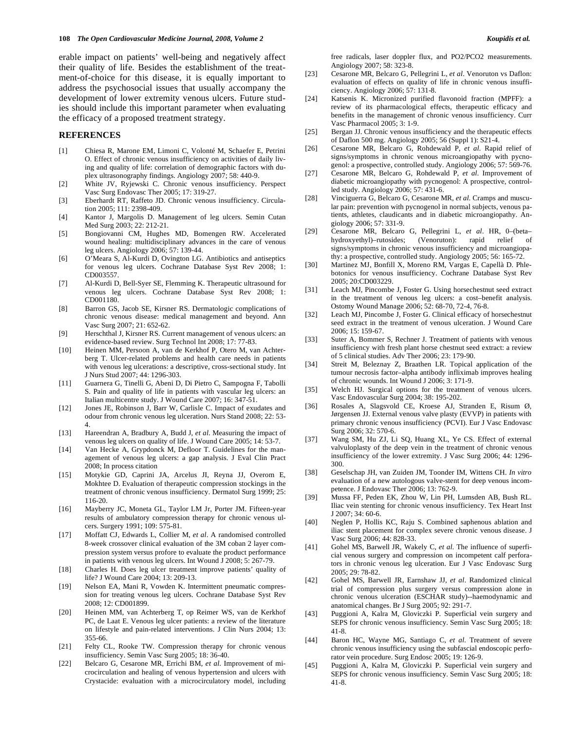erable impact on patients' well-being and negatively affect their quality of life. Besides the establishment of the treatment-of-choice for this disease, it is equally important to address the psychosocial issues that usually accompany the development of lower extremity venous ulcers. Future studies should include this important parameter when evaluating the efficacy of a proposed treatment strategy.

## REFERENCES

[1] Chiesa R, Marone EM, Limoni C, Volonté M, Schaefer E, Petrini O. Effect of chronic venous insufficiency on activities of daily living and quality of life: correlation of demographic factors with duplex ultrasonography findings. Angiology 2007; 58: 440-9.

[2] White JV, Ryjewski C. Chronic venous insufficiency. Perspect Vasc Surg Endovasc Ther 2005; 17: 319-27.

[3] Eberhardt RT, Raffeto JD. Chronic venous insufficiency. Circulation 2005; 111: 2398-409.

[4] Kantor J, Margolis D. Management of leg ulcers. Semin Cutan Med Surg 2003; 22: 212-21.

[5] Bongiovanni CM, Hughes MD, Bomengen RW. Accelerated wound healing: multidisciplinary advances in the care of venous leg ulcers. Angiology 2006; 57: 139-44.

[6] O'Meara S, Al-Kurdi D, Ovington LG. Antibiotics and antiseptics for venous leg ulcers. Cochrane Database Syst Rev 2008; 1: CD003557.

[7] Al-Kurdi D, Bell-Syer SE, Flemming K. Therapeutic ultrasound for venous leg ulcers. Cochrane Database Syst Rev 2008; 1: CD001180.

[8] Barron GS, Jacob SE, Kirsner RS. Dermatologic complications of chronic venous disease: medical management and beyond. Ann Vasc Surg 2007; 21: 652-62.

[9] Herschthal J, Kirsner RS. Current management of venous ulcers: an evidence-based review. Surg Technol Int 2008; 17: 77-83.

[10] Heinen MM, Persoon A, van de Kerkhof P, Otero M, van Achterberg T. Ulcer-related problems and health care needs in patients with venous leg ulcerations: a descriptive, cross-sectional study. Int J Nurs Stud 2007; 44: 1296-303.

[11] Guarnera G, Tinelli G, Abeni D, Di Pietro C, Sampogna F, Tabolli S. Pain and quality of life in patients with vascular leg ulcers: an Italian multicentre study. J Wound Care 2007; 16: 347-51.

[12] Jones JE, Robinson J, Barr W, Carlisle C. Impact of exudates and odour from chronic venous leg ulceration. Nurs Stand 2008; 22: 53-4.

[13] Hareendran A, Bradbury A, Budd J, *et al*. Measuring the impact of venous leg ulcers on quality of life. J Wound Care 2005; 14: 53-7.

[14] Van Hecke A, Grypdonck M, Defloor T. Guidelines for the management of venous leg ulcers: a gap analysis. J Eval Clin Pract 2008; In process citation

[15] Motykie GD, Caprini JA, Arcelus JI, Reyna JJ, Overom E, Mokhtee D. Evaluation of therapeutic compression stockings in the treatment of chronic venous insufficiency. Dermatol Surg 1999; 25: 116-20.

[16] Mayberry JC, Moneta GL, Taylor LM Jr, Porter JM. Fifteen-year results of ambulatory compression therapy for chronic venous ulcers. Surgery 1991; 109: 575-81.

[17] Moffatt CJ, Edwards L, Collier M, *et al*. A randomised controlled 8-week crossover clinical evaluation of the 3M coban 2 layer compression system versus profore to evaluate the product performance in patients with venous leg ulcers. Int Wound J 2008; 5: 267-79.

[18] Charles H. Does leg ulcer treatment improve patients' quality of life? J Wound Care 2004; 13: 209-13.

[19] Nelson EA, Mani R, Vowden K. Intermittent pneumatic compression for treating venous leg ulcers. Cochrane Database Syst Rev 2008; 12: CD001899.

[20] Heinen MM, van Achterberg T, op Reimer WS, van de Kerkhof PC, de Laat E. Venous leg ulcer patients: a review of the literature on lifestyle and pain-related interventions. J Clin Nurs 2004; 13: 355-66.

[21] Felty CL, Rooke TW. Compression therapy for chronic venous insufficiency. Semin Vasc Surg 2005; 18: 36-40.

[22] Belcaro G, Cesarone MR, Errichi BM, *et al*. Improvement of microcirculation and healing of venous hypertension and ulcers with Crystacide: evaluation with a microcirculatory model, including free radicals, laser doppler flux, and PO2/PCO2 measurements. Angiology 2007; 58: 323-8.

[23] Cesarone MR, Belcaro G, Pellegrini L, *et al*. Venoruton vs Daflon: evaluation of effects on quality of life in chronic venous insufficiency. Angiology 2006; 57: 131-8.

[24] Katsenis K. Micronized purified flavonoid fraction (MPFF): a review of its pharmacological effects, therapeutic efficacy and benefits in the management of chronic venous insufficiency. Curr Vasc Pharmacol 2005; 3: 1-9.

[25] Bergan JJ. Chronic venous insufficiency and the therapeutic effects of Daflon 500 mg. Angiology 2005; 56 (Suppl 1): S21-4.

[26] Cesarone MR, Belcaro G, Rohdewald P, *et al*. Rapid relief of signs/symptoms in chronic venous microangiopathy with pycnogenol: a prospective, controlled study. Angiology 2006; 57: 569-76.

[27] Cesarone MR, Belcaro G, Rohdewald P, *et al*. Improvement of diabetic microangiopathy with pycnogenol: A prospective, controlled study. Angiology 2006; 57: 431-6.

[28] Vinciguerra G, Belcaro G, Cesarone MR, *et al*. Cramps and muscular pain: prevention with pycnogenol in normal subjects, venous patients, athletes, claudicants and in diabetic microangiopathy. Angiology 2006; 57: 331-9.

[29] Cesarone MR, Belcaro G, Pellegrini L, *et al*. HR, 0–(beta–hydroxyethyl)–rutosides; (Venoruton): rapid relief of signs/symptoms in chronic venous insufficiency and microangiopathy: a prospective, controlled study. Angiology 2005; 56: 165-72.

[30] Martinez MJ, Bonfill X, Moreno RM, Vargas E, Capellà D. Phlebotonics for venous insufficiency. Cochrane Database Syst Rev 2005; 20:CD003229.

[31] Leach MJ, Pincombe J, Foster G. Using horsechestnut seed extract in the treatment of venous leg ulcers: a cost–benefit analysis. Ostomy Wound Manage 2006; 52: 68-70, 72-4, 76-8.

[32] Leach MJ, Pincombe J, Foster G. Clinical efficacy of horsechestnut seed extract in the treatment of venous ulceration. J Wound Care 2006; 15: 159-67.

[33] Suter A, Bommer S, Rechner J. Treatment of patients with venous insufficiency with fresh plant horse chestnut seed extract: a review of 5 clinical studies. Adv Ther 2006; 23: 179-90.

[34] Streit M, Beleznay Z, Braathen LR. Topical application of the tumour necrosis factor–alpha antibody infliximab improves healing of chronic wounds. Int Wound J 2006; 3: 171-9.

[35] Welch HJ. Surgical options for the treatment of venous ulcers. Vasc Endovascular Surg 2004; 38: 195-202.

[36] Rosales A, Slagsvold CE, Kroese AJ, Stranden E, Risum Ø, Jørgensen JJ. External venous valve plasty (EVVP) in patients with primary chronic venous insufficiency (PCVI). Eur J Vasc Endovasc Surg 2006; 32: 570-6.

[37] Wang SM, Hu ZJ, Li SQ, Huang XL, Ye CS. Effect of external valvuloplasty of the deep vein in the treatment of chronic venous insufficiency of the lower extremity. J Vasc Surg 2006; 44: 1296-300.

[38] Geselschap JH, van Zuiden JM, Toonder IM, Wittens CH. *In vitro* evaluation of a new autologous valve-stent for deep venous incompetence. J Endovasc Ther 2006; 13: 762-9.

[39] Mussa FF, Peden EK, Zhou W, Lin PH, Lumsden AB, Bush RL. Iliac vein stenting for chronic venous insufficiency. Tex Heart Inst J 2007; 34: 60-6.

[40] Neglen P, Hollis KC, Raju S. Combined saphenous ablation and iliac stent placement for complex severe chronic venous disease. J Vasc Surg 2006; 44: 828-33.

[41] Gohel MS, Barwell JR, Wakely C, *et al*. The influence of superficial venous surgery and compression on incompetent calf perforators in chronic venous leg ulceration. Eur J Vasc Endovasc Surg 2005; 29: 78-82.

[42] Gohel MS, Barwell JR, Earnshaw JJ, *et al*. Randomized clinical trial of compression plus surgery versus compression alone in chronic venous ulceration (ESCHAR study)--haemodynamic and anatomical changes. Br J Surg 2005; 92: 291-7.

[43] Puggioni A, Kalra M, Gloviczki P. Superficial vein surgery and SEPS for chronic venous insufficiency. Semin Vasc Surg 2005; 18: 41-8.

[44] Baron HC, Wayne MG, Santiago C, *et al*. Treatment of severe chronic venous insufficiency using the subfascial endoscopic perforator vein procedure. Surg Endosc 2005; 19: 126-9.

[45] Puggioni A, Kalra M, Gloviczki P. Superficial vein surgery and SEPS for chronic venous insufficiency. Semin Vasc Surg 2005; 18: 41-8.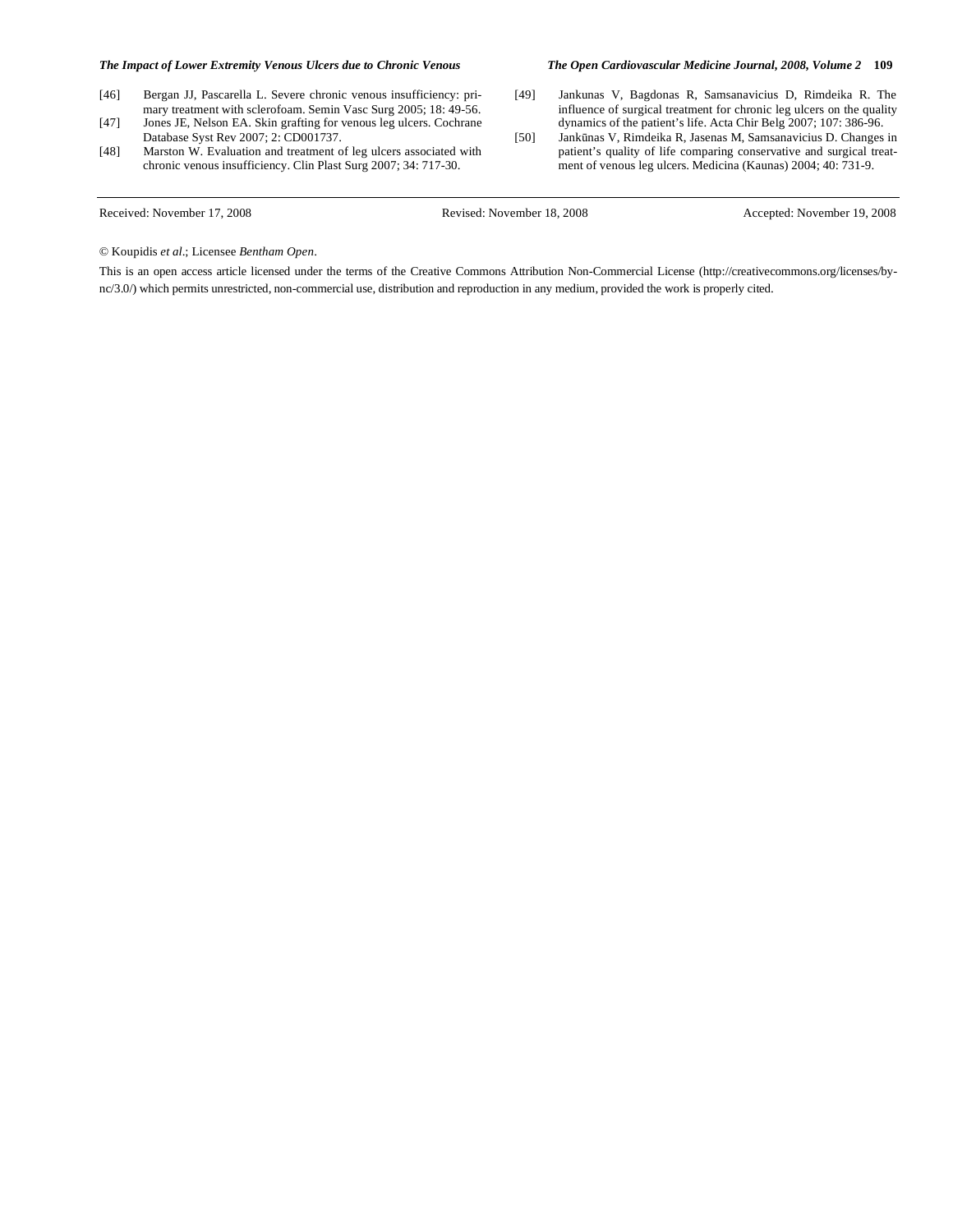[46] Bergan JJ, Pascarella L. Severe chronic venous insufficiency: primary treatment with sclerofoam. Semin Vasc Surg 2005; 18: 49-56.

[47] Jones JE, Nelson EA. Skin grafting for venous leg ulcers. Cochrane Database Syst Rev 2007; 2: CD001737.

[48] Marston W. Evaluation and treatment of leg ulcers associated with chronic venous insufficiency. Clin Plast Surg 2007; 34: 717-30.

[49] Jankunas V, Bagdonas R, Samsanavicius D, Rimdeika R. The influence of surgical treatment for chronic leg ulcers on the quality dynamics of the patient's life. Acta Chir Belg 2007; 107: 386-96.

[50] Jankūnas V, Rimdeika R, Jasenas M, Samsanavicius D. Changes in patient's quality of life comparing conservative and surgical treatment of venous leg ulcers. Medicina (Kaunas) 2004; 40: 731-9.

Received: November 17, 2008 Revised: November 18, 2008 Accepted: November 19, 2008

© Koupidis *et al*.; Licensee *Bentham Open*.

This is an open access article licensed under the terms of the Creative Commons Attribution Non-Commercial License (http://creativecommons.org/licenses/by-nc/3.0/) which permits unrestricted, non-commercial use, distribution and reproduction in any medium, provided the work is properly cited.